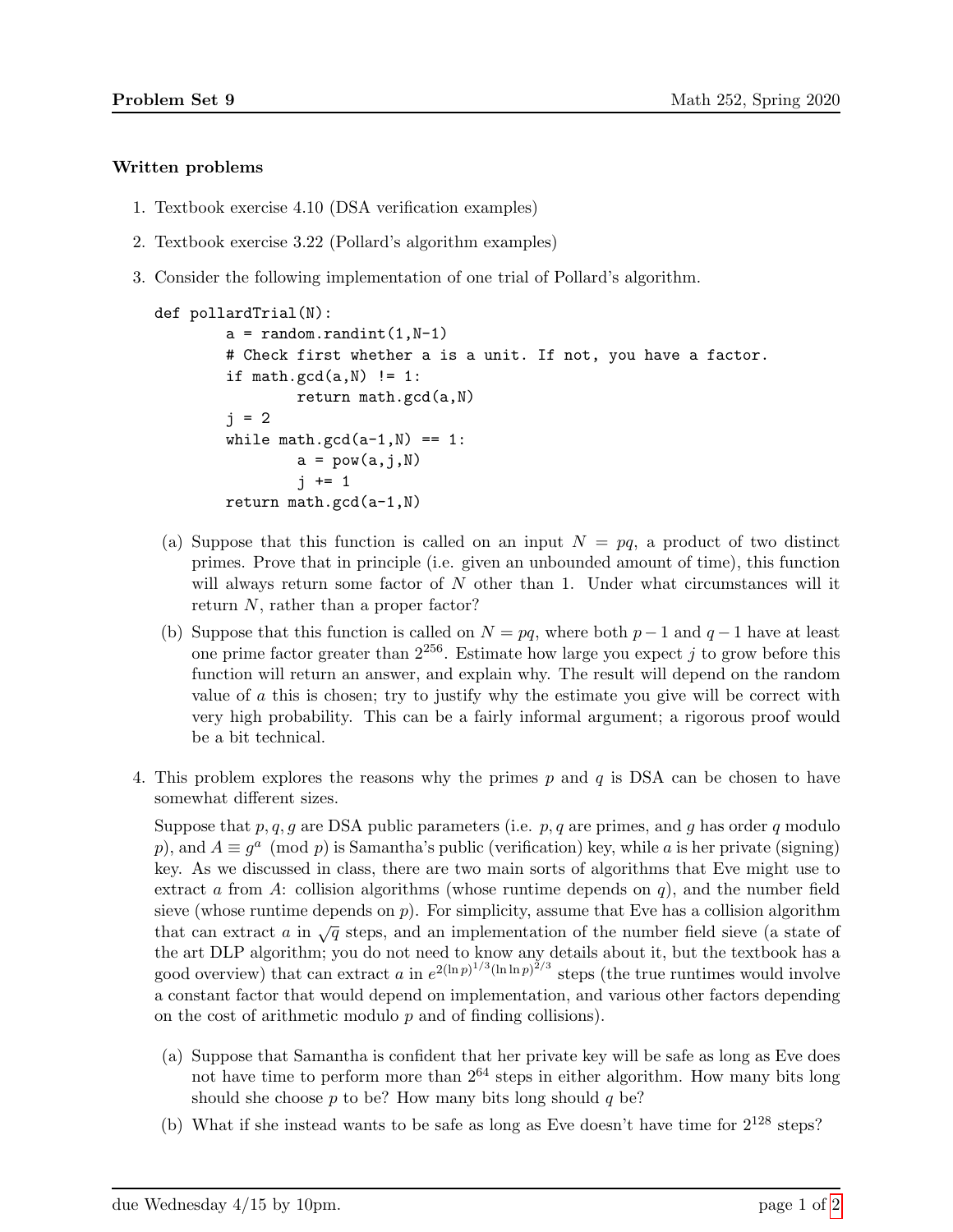## Written problems

1. Textbook exercise 4.10 (DSA verification examples)

2. Textbook exercise 3.22 (Pollard's algorithm examples)

3. Consider the following implementation of one trial of Pollard's algorithm.

```
def pollardTrial(N):
        a = random.randint(1,N-1)
        # Check first whether a is a unit. If not, you have a factor.
        if math.gcd(a,N) != 1:
                return math.gcd(a,N)
        j = 2
        while math.gcd(a-1,N) == 1:
                a = pow(a,j,N)
                j += 1
        return math.gcd(a-1,N)
```

   (a) Suppose that this function is called on an input $N = pq$, a product of two distinct primes. Prove that in principle (i.e. given an unbounded amount of time), this function will always return some factor of $N$ other than 1. Under what circumstances will it return $N$, rather than a proper factor?

   (b) Suppose that this function is called on $N = pq$, where both $p-1$ and $q-1$ have at least one prime factor greater than $2^{256}$. Estimate how large you expect $j$ to grow before this function will return an answer, and explain why. The result will depend on the random value of $a$ this is chosen; try to justify why the estimate you give will be correct with very high probability. This can be a fairly informal argument; a rigorous proof would be a bit technical.

4. This problem explores the reasons why the primes $p$ and $q$ is DSA can be chosen to have somewhat different sizes.

   Suppose that $p, q, g$ are DSA public parameters (i.e. $p, q$ are primes, and $g$ has order $q$ modulo $p$), and $A \equiv g^a \pmod{p}$ is Samantha's public (verification) key, while $a$ is her private (signing) key. As we discussed in class, there are two main sorts of algorithms that Eve might use to extract $a$ from $A$: collision algorithms (whose runtime depends on $q$), and the number field sieve (whose runtime depends on $p$). For simplicity, assume that Eve has a collision algorithm that can extract $a$ in $\sqrt{q}$ steps, and an implementation of the number field sieve (a state of the art DLP algorithm; you do not need to know any details about it, but the textbook has a good overview) that can extract $a$ in $e^{2(\ln p)^{1/3}(\ln \ln p)^{2/3}}$ steps (the true runtimes would involve a constant factor that would depend on implementation, and various other factors depending on the cost of arithmetic modulo $p$ and of finding collisions).

   (a) Suppose that Samantha is confident that her private key will be safe as long as Eve does not have time to perform more than $2^{64}$ steps in either algorithm. How many bits long should she choose $p$ to be? How many bits long should $q$ be?

   (b) What if she instead wants to be safe as long as Eve doesn't have time for $2^{128}$ steps?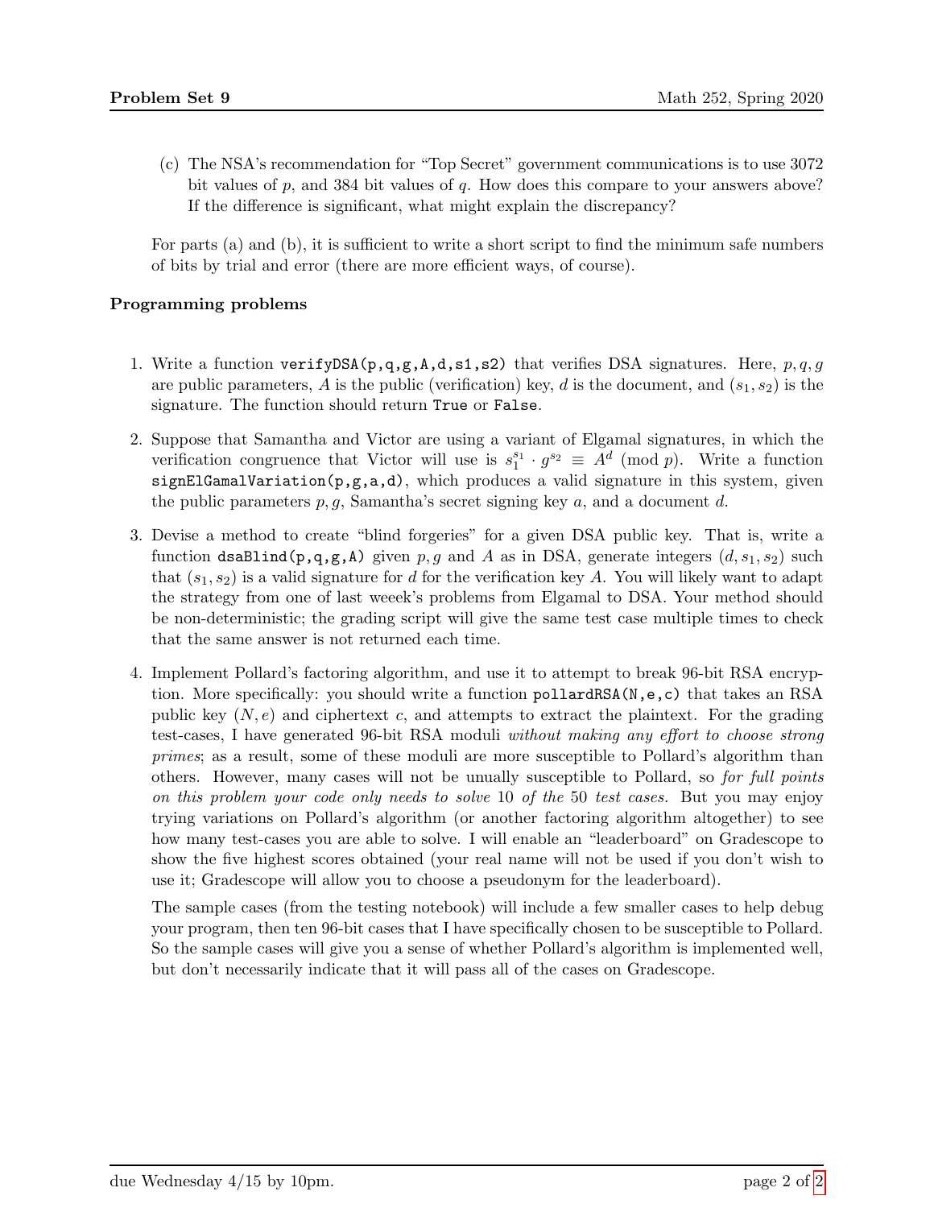(c) The NSA's recommendation for "Top Secret" government communications is to use 3072 bit values of $p$, and 384 bit values of $q$. How does this compare to your answers above? If the difference is significant, what might explain the discrepancy?

For parts (a) and (b), it is sufficient to write a short script to find the minimum safe numbers of bits by trial and error (there are more efficient ways, of course).

**Programming problems**

1. Write a function `verifyDSA(p,q,g,A,d,s1,s2)` that verifies DSA signatures. Here, $p, q, g$ are public parameters, $A$ is the public (verification) key, $d$ is the document, and $(s_1, s_2)$ is the signature. The function should return `True` or `False`.

2. Suppose that Samantha and Victor are using a variant of Elgamal signatures, in which the verification congruence that Victor will use is $s_1^{s_1} \cdot g^{s_2} \equiv A^d \pmod{p}$. Write a function `signElGamalVariation(p,g,a,d)`, which produces a valid signature in this system, given the public parameters $p, g$, Samantha's secret signing key $a$, and a document $d$.

3. Devise a method to create "blind forgeries" for a given DSA public key. That is, write a function `dsaBlind(p,q,g,A)` given $p, g$ and $A$ as in DSA, generate integers $(d, s_1, s_2)$ such that $(s_1, s_2)$ is a valid signature for $d$ for the verification key $A$. You will likely want to adapt the strategy from one of last weeek's problems from Elgamal to DSA. Your method should be non-deterministic; the grading script will give the same test case multiple times to check that the same answer is not returned each time.

4. Implement Pollard's factoring algorithm, and use it to attempt to break 96-bit RSA encryption. More specifically: you should write a function `pollardRSA(N,e,c)` that takes an RSA public key $(N, e)$ and ciphertext $c$, and attempts to extract the plaintext. For the grading test-cases, I have generated 96-bit RSA moduli *without making any effort to choose strong primes*; as a result, some of these moduli are more susceptible to Pollard's algorithm than others. However, many cases will not be unually susceptible to Pollard, so *for full points on this problem your code only needs to solve* 10 *of the* 50 *test cases.* But you may enjoy trying variations on Pollard's algorithm (or another factoring algorithm altogether) to see how many test-cases you are able to solve. I will enable an "leaderboard" on Gradescope to show the five highest scores obtained (your real name will not be used if you don't wish to use it; Gradescope will allow you to choose a pseudonym for the leaderboard).

   The sample cases (from the testing notebook) will include a few smaller cases to help debug your program, then ten 96-bit cases that I have specifically chosen to be susceptible to Pollard. So the sample cases will give you a sense of whether Pollard's algorithm is implemented well, but don't necessarily indicate that it will pass all of the cases on Gradescope.